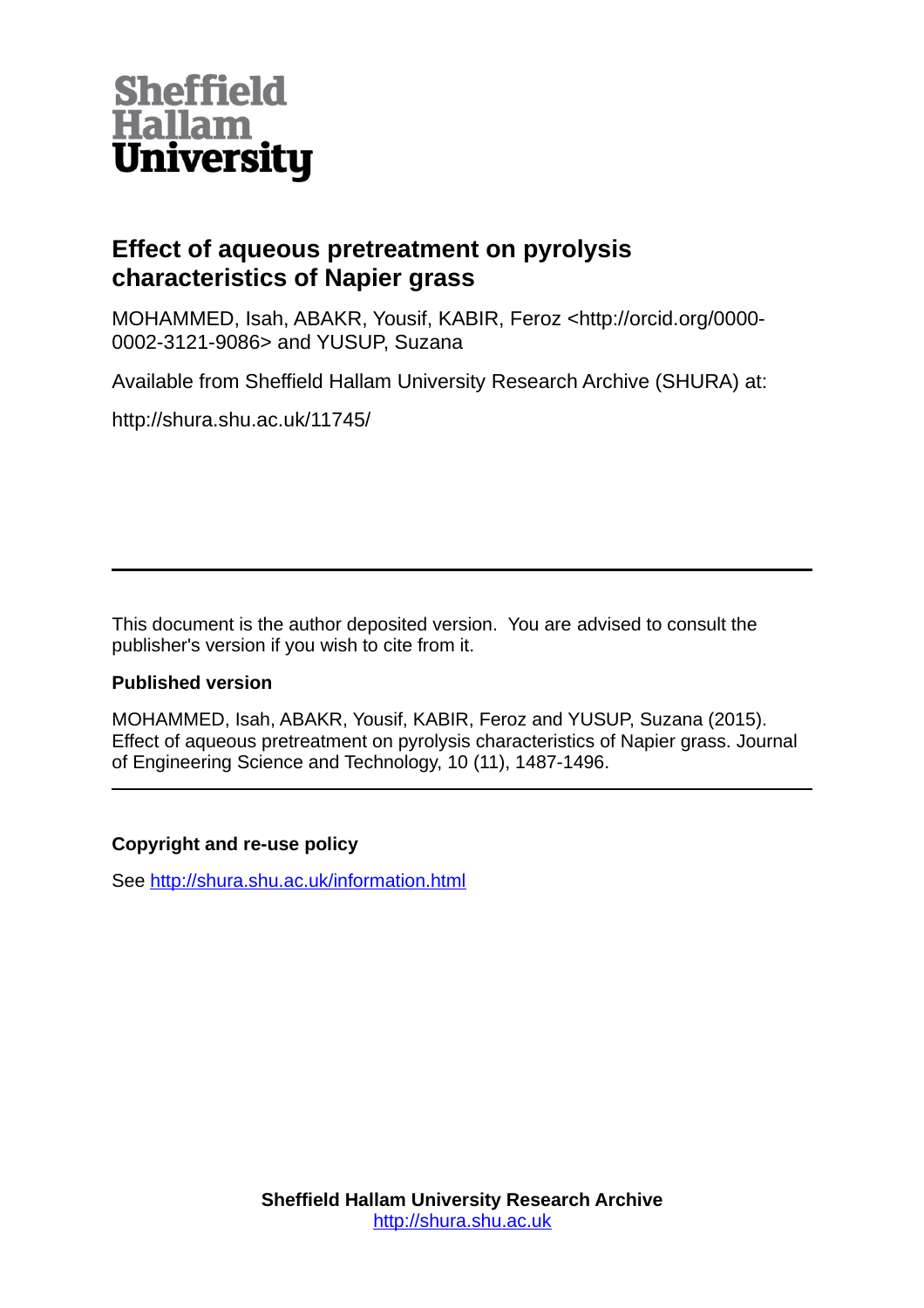Sheffield Hallam University

# Effect of aqueous pretreatment on pyrolysis characteristics of Napier grass

MOHAMMED, Isah, ABAKR, Yousif, KABIR, Feroz <http://orcid.org/0000-0002-3121-9086> and YUSUP, Suzana

Available from Sheffield Hallam University Research Archive (SHURA) at:

http://shura.shu.ac.uk/11745/

---

This document is the author deposited version. You are advised to consult the publisher's version if you wish to cite from it.

**Published version**

MOHAMMED, Isah, ABAKR, Yousif, KABIR, Feroz and YUSUP, Suzana (2015). Effect of aqueous pretreatment on pyrolysis characteristics of Napier grass. Journal of Engineering Science and Technology, 10 (11), 1487-1496.

---

**Copyright and re-use policy**

See http://shura.shu.ac.uk/information.html

**Sheffield Hallam University Research Archive**
http://shura.shu.ac.uk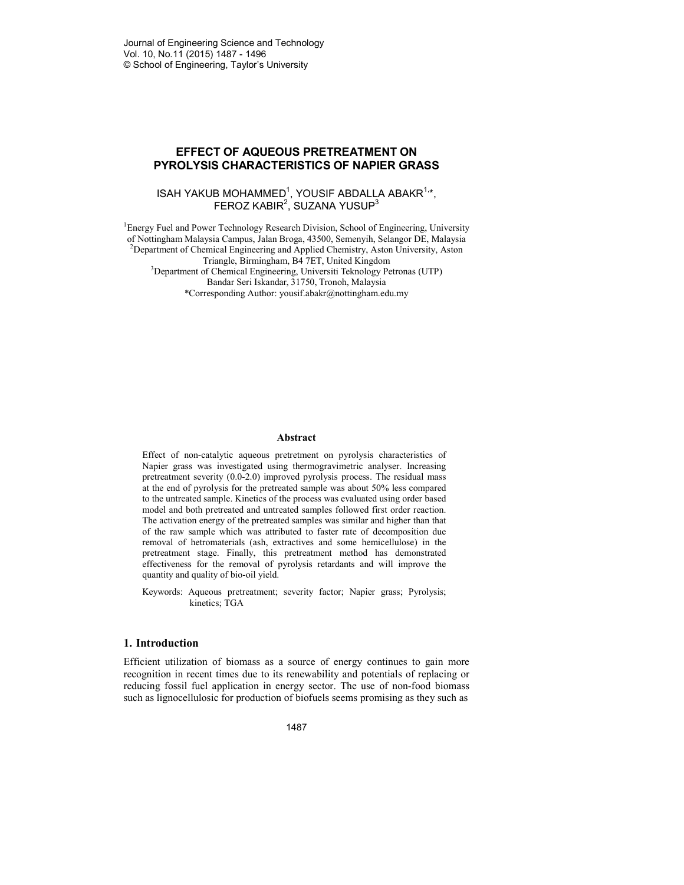**EFFECT OF AQUEOUS PRETREATMENT ON PYROLYSIS CHARACTERISTICS OF NAPIER GRASS**

ISAH YAKUB MOHAMMED[1], YOUSIF ABDALLA ABAKR[1,]*, FEROZ KABIR[2], SUZANA YUSUP[3]

[1]Energy Fuel and Power Technology Research Division, School of Engineering, University of Nottingham Malaysia Campus, Jalan Broga, 43500, Semenyih, Selangor DE, Malaysia
[2]Department of Chemical Engineering and Applied Chemistry, Aston University, Aston Triangle, Birmingham, B4 7ET, United Kingdom
[3]Department of Chemical Engineering, Universiti Teknology Petronas (UTP) Bandar Seri Iskandar, 31750, Tronoh, Malaysia
*Corresponding Author: yousif.abakr@nottingham.edu.my

**Abstract**

Effect of non-catalytic aqueous pretretment on pyrolysis characteristics of Napier grass was investigated using thermogravimetric analyser. Increasing pretreatment severity (0.0-2.0) improved pyrolysis process. The residual mass at the end of pyrolysis for the pretreated sample was about 50% less compared to the untreated sample. Kinetics of the process was evaluated using order based model and both pretreated and untreated samples followed first order reaction. The activation energy of the pretreated samples was similar and higher than that of the raw sample which was attributed to faster rate of decomposition due removal of hetromaterials (ash, extractives and some hemicellulose) in the pretreatment stage. Finally, this pretreatment method has demonstrated effectiveness for the removal of pyrolysis retardants and will improve the quantity and quality of bio-oil yield.

Keywords: Aqueous pretreatment; severity factor; Napier grass; Pyrolysis; kinetics; TGA

## 1. Introduction

Efficient utilization of biomass as a source of energy continues to gain more recognition in recent times due to its renewability and potentials of replacing or reducing fossil fuel application in energy sector. The use of non-food biomass such as lignocellulosic for production of biofuels seems promising as they such as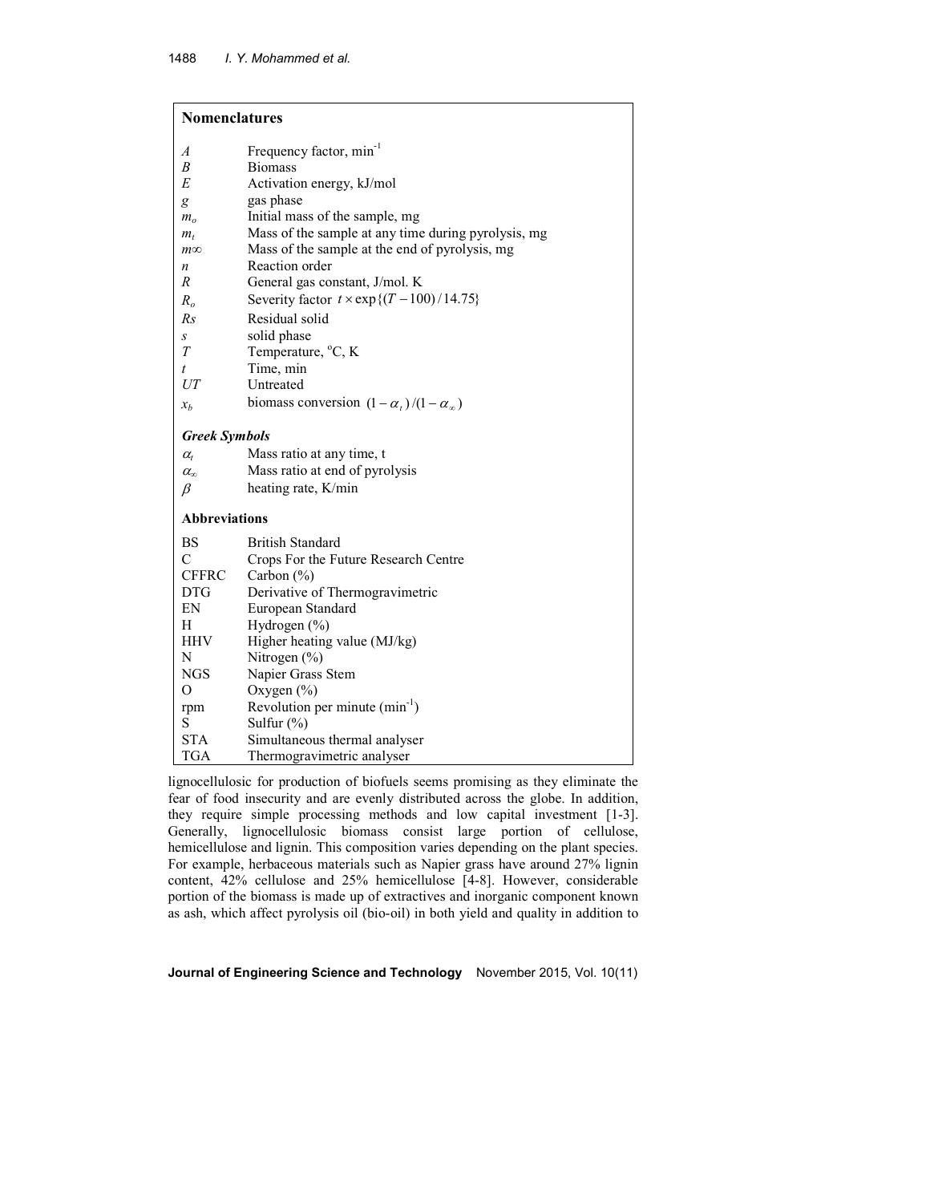## Nomenclatures

| | |
|---|---|
| $A$ | Frequency factor, min$^{-1}$ |
| $B$ | Biomass |
| $E$ | Activation energy, kJ/mol |
| $g$ | gas phase |
| $m_o$ | Initial mass of the sample, mg |
| $m_t$ | Mass of the sample at any time during pyrolysis, mg |
| $m\infty$ | Mass of the sample at the end of pyrolysis, mg |
| $n$ | Reaction order |
| $R$ | General gas constant, J/mol. K |
| $R_o$ | Severity factor $t \times \exp\{(T-100)/14.75\}$ |
| $Rs$ | Residual solid |
| $s$ | solid phase |
| $T$ | Temperature, °C, K |
| $t$ | Time, min |
| $UT$ | Untreated |
| $x_b$ | biomass conversion $(1-\alpha_t)/(1-\alpha_\infty)$ |

### *Greek Symbols*

| | |
|---|---|
| $\alpha_t$ | Mass ratio at any time, t |
| $\alpha_\infty$ | Mass ratio at end of pyrolysis |
| $\beta$ | heating rate, K/min |

### Abbreviations

| | |
|---|---|
| BS | British Standard |
| C | Crops For the Future Research Centre |
| CFFRC | Carbon (%) |
| DTG | Derivative of Thermogravimetric |
| EN | European Standard |
| H | Hydrogen (%) |
| HHV | Higher heating value (MJ/kg) |
| N | Nitrogen (%) |
| NGS | Napier Grass Stem |
| O | Oxygen (%) |
| rpm | Revolution per minute (min$^{-1}$) |
| S | Sulfur (%) |
| STA | Simultaneous thermal analyser |
| TGA | Thermogravimetric analyser |

lignocellulosic for production of biofuels seems promising as they eliminate the fear of food insecurity and are evenly distributed across the globe. In addition, they require simple processing methods and low capital investment [1-3]. Generally, lignocellulosic biomass consist large portion of cellulose, hemicellulose and lignin. This composition varies depending on the plant species. For example, herbaceous materials such as Napier grass have around 27% lignin content, 42% cellulose and 25% hemicellulose [4-8]. However, considerable portion of the biomass is made up of extractives and inorganic component known as ash, which affect pyrolysis oil (bio-oil) in both yield and quality in addition to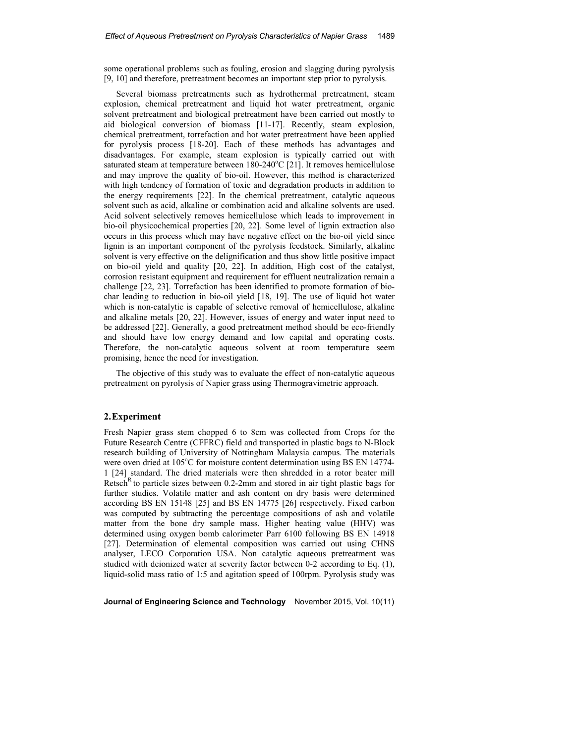some operational problems such as fouling, erosion and slagging during pyrolysis [9, 10] and therefore, pretreatment becomes an important step prior to pyrolysis.

Several biomass pretreatments such as hydrothermal pretreatment, steam explosion, chemical pretreatment and liquid hot water pretreatment, organic solvent pretreatment and biological pretreatment have been carried out mostly to aid biological conversion of biomass [11-17]. Recently, steam explosion, chemical pretreatment, torrefaction and hot water pretreatment have been applied for pyrolysis process [18-20]. Each of these methods has advantages and disadvantages. For example, steam explosion is typically carried out with saturated steam at temperature between 180-240$^{o}$C [21]. It removes hemicellulose and may improve the quality of bio-oil. However, this method is characterized with high tendency of formation of toxic and degradation products in addition to the energy requirements [22]. In the chemical pretreatment, catalytic aqueous solvent such as acid, alkaline or combination acid and alkaline solvents are used. Acid solvent selectively removes hemicellulose which leads to improvement in bio-oil physicochemical properties [20, 22]. Some level of lignin extraction also occurs in this process which may have negative effect on the bio-oil yield since lignin is an important component of the pyrolysis feedstock. Similarly, alkaline solvent is very effective on the delignification and thus show little positive impact on bio-oil yield and quality [20, 22]. In addition, High cost of the catalyst, corrosion resistant equipment and requirement for effluent neutralization remain a challenge [22, 23]. Torrefaction has been identified to promote formation of bio-char leading to reduction in bio-oil yield [18, 19]. The use of liquid hot water which is non-catalytic is capable of selective removal of hemicellulose, alkaline and alkaline metals [20, 22]. However, issues of energy and water input need to be addressed [22]. Generally, a good pretreatment method should be eco-friendly and should have low energy demand and low capital and operating costs. Therefore, the non-catalytic aqueous solvent at room temperature seem promising, hence the need for investigation.

The objective of this study was to evaluate the effect of non-catalytic aqueous pretreatment on pyrolysis of Napier grass using Thermogravimetric approach.

## 2. Experiment

Fresh Napier grass stem chopped 6 to 8cm was collected from Crops for the Future Research Centre (CFFRC) field and transported in plastic bags to N-Block research building of University of Nottingham Malaysia campus. The materials were oven dried at 105$^{o}$C for moisture content determination using BS EN 14774-1 [24] standard. The dried materials were then shredded in a rotor beater mill Retsch$^{R}$ to particle sizes between 0.2-2mm and stored in air tight plastic bags for further studies. Volatile matter and ash content on dry basis were determined according BS EN 15148 [25] and BS EN 14775 [26] respectively. Fixed carbon was computed by subtracting the percentage compositions of ash and volatile matter from the bone dry sample mass. Higher heating value (HHV) was determined using oxygen bomb calorimeter Parr 6100 following BS EN 14918 [27]. Determination of elemental composition was carried out using CHNS analyser, LECO Corporation USA. Non catalytic aqueous pretreatment was studied with deionized water at severity factor between 0-2 according to Eq. (1), liquid-solid mass ratio of 1:5 and agitation speed of 100rpm. Pyrolysis study was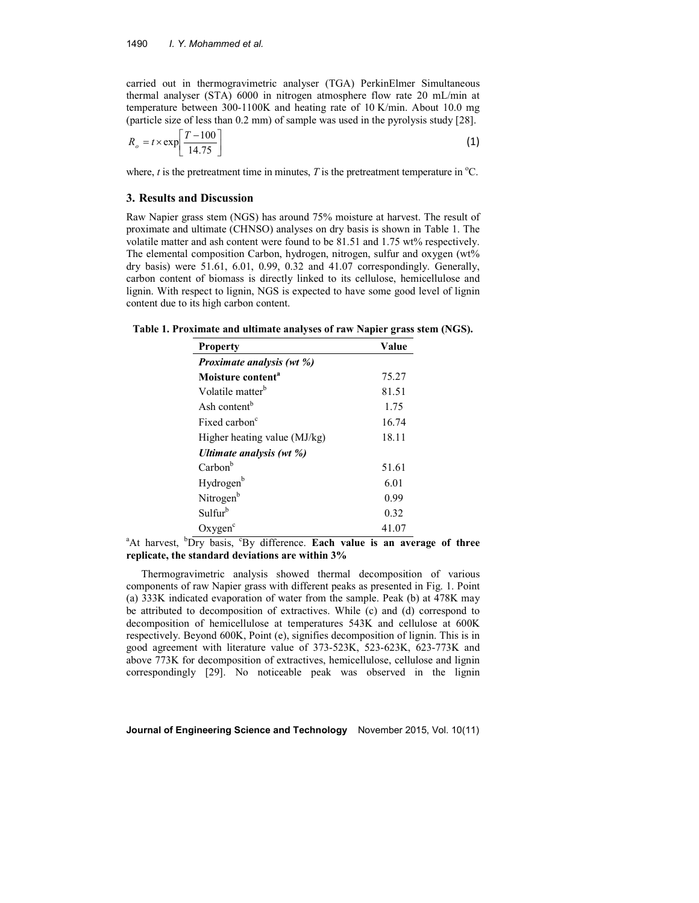carried out in thermogravimetric analyser (TGA) PerkinElmer Simultaneous thermal analyser (STA) 6000 in nitrogen atmosphere flow rate 20 mL/min at temperature between 300-1100K and heating rate of 10 K/min. About 10.0 mg (particle size of less than 0.2 mm) of sample was used in the pyrolysis study [28].

$$R_o = t \times \exp\left[\frac{T-100}{14.75}\right] \tag{1}$$

where, $t$ is the pretreatment time in minutes, $T$ is the pretreatment temperature in °C.

## 3. Results and Discussion

Raw Napier grass stem (NGS) has around 75% moisture at harvest. The result of proximate and ultimate (CHNSO) analyses on dry basis is shown in Table 1. The volatile matter and ash content were found to be 81.51 and 1.75 wt% respectively. The elemental composition Carbon, hydrogen, nitrogen, sulfur and oxygen (wt% dry basis) were 51.61, 6.01, 0.99, 0.32 and 41.07 correspondingly. Generally, carbon content of biomass is directly linked to its cellulose, hemicellulose and lignin. With respect to lignin, NGS is expected to have some good level of lignin content due to its high carbon content.

**Table 1. Proximate and ultimate analyses of raw Napier grass stem (NGS).**

| Property | Value |
|---|---|
| ***Proximate analysis (wt %)*** | |
| **Moisture content[a]** | 75.27 |
| Volatile matter[b] | 81.51 |
| Ash content[b] | 1.75 |
| Fixed carbon[c] | 16.74 |
| Higher heating value (MJ/kg) | 18.11 |
| ***Ultimate analysis (wt %)*** | |
| Carbon[b] | 51.61 |
| Hydrogen[b] | 6.01 |
| Nitrogen[b] | 0.99 |
| Sulfur[b] | 0.32 |
| Oxygen[c] | 41.07 |

[a]At harvest, [b]Dry basis, [c]By difference. **Each value is an average of three replicate, the standard deviations are within 3%**

Thermogravimetric analysis showed thermal decomposition of various components of raw Napier grass with different peaks as presented in Fig. 1. Point (a) 333K indicated evaporation of water from the sample. Peak (b) at 478K may be attributed to decomposition of extractives. While (c) and (d) correspond to decomposition of hemicellulose at temperatures 543K and cellulose at 600K respectively. Beyond 600K, Point (e), signifies decomposition of lignin. This is in good agreement with literature value of 373-523K, 523-623K, 623-773K and above 773K for decomposition of extractives, hemicellulose, cellulose and lignin correspondingly [29]. No noticeable peak was observed in the lignin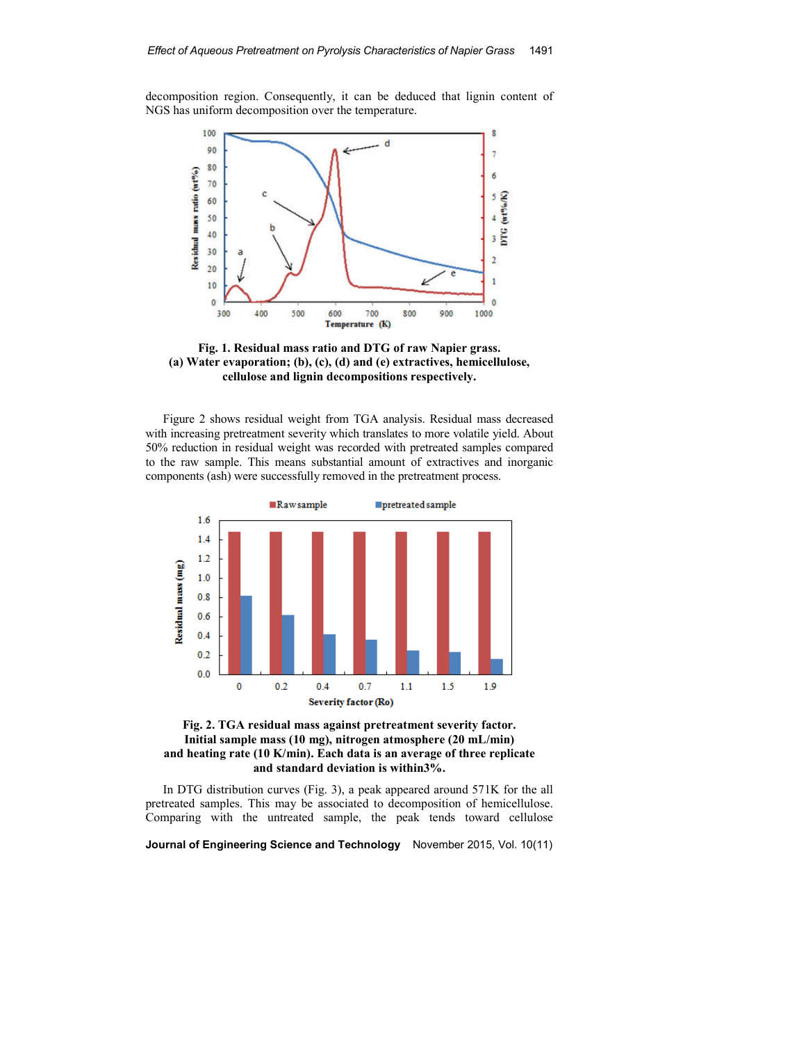decomposition region. Consequently, it can be deduced that lignin content of NGS has uniform decomposition over the temperature.

**Fig. 1. Residual mass ratio and DTG of raw Napier grass.
(a) Water evaporation; (b), (c), (d) and (e) extractives, hemicellulose, cellulose and lignin decompositions respectively.**

Figure 2 shows residual weight from TGA analysis. Residual mass decreased with increasing pretreatment severity which translates to more volatile yield. About 50% reduction in residual weight was recorded with pretreated samples compared to the raw sample. This means substantial amount of extractives and inorganic components (ash) were successfully removed in the pretreatment process.

**Fig. 2. TGA residual mass against pretreatment severity factor.
Initial sample mass (10 mg), nitrogen atmosphere (20 mL/min) and heating rate (10 K/min). Each data is an average of three replicate and standard deviation is within3%.**

In DTG distribution curves (Fig. 3), a peak appeared around 571K for the all pretreated samples. This may be associated to decomposition of hemicellulose. Comparing with the untreated sample, the peak tends toward cellulose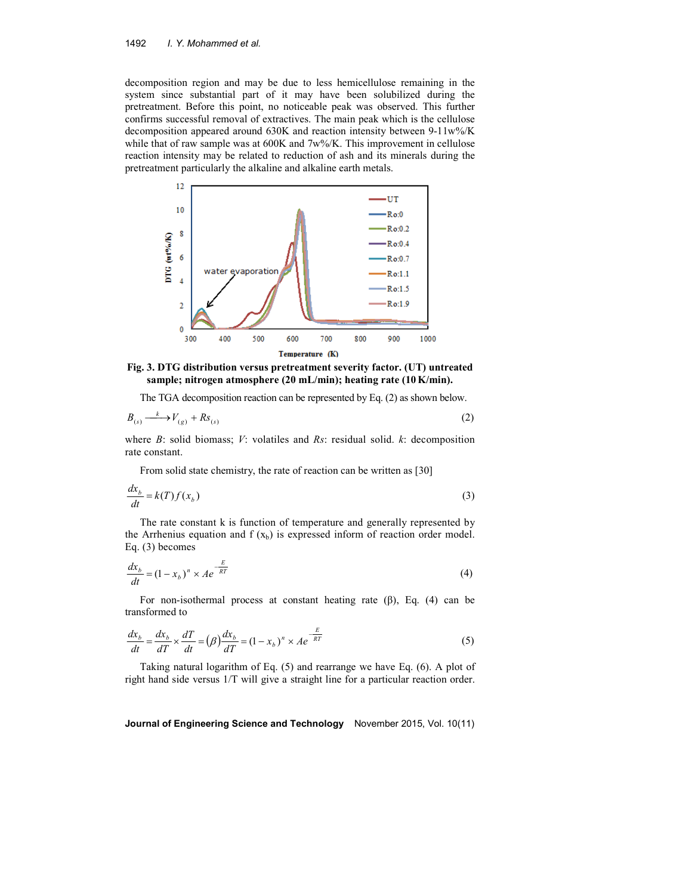decomposition region and may be due to less hemicellulose remaining in the system since substantial part of it may have been solubilized during the pretreatment. Before this point, no noticeable peak was observed. This further confirms successful removal of extractives. The main peak which is the cellulose decomposition appeared around 630K and reaction intensity between 9-11w%/K while that of raw sample was at 600K and 7w%/K. This improvement in cellulose reaction intensity may be related to reduction of ash and its minerals during the pretreatment particularly the alkaline and alkaline earth metals.

**Fig. 3. DTG distribution versus pretreatment severity factor. (UT) untreated sample; nitrogen atmosphere (20 mL/min); heating rate (10 K/min).**

The TGA decomposition reaction can be represented by Eq. (2) as shown below.

$$B_{(s)} \xrightarrow{k} V_{(g)} + Rs_{(s)} \tag{2}$$

where *B*: solid biomass; *V*: volatiles and *Rs*: residual solid. *k*: decomposition rate constant.

From solid state chemistry, the rate of reaction can be written as [30]

$$\frac{dx_b}{dt} = k(T)\,f(x_b) \tag{3}$$

The rate constant k is function of temperature and generally represented by the Arrhenius equation and $f(x_b)$ is expressed inform of reaction order model. Eq. (3) becomes

$$\frac{dx_b}{dt} = (1-x_b)^n \times Ae^{-\frac{E}{RT}} \tag{4}$$

For non-isothermal process at constant heating rate (β), Eq. (4) can be transformed to

$$\frac{dx_b}{dt} = \frac{dx_b}{dT} \times \frac{dT}{dt} = (\beta)\frac{dx_b}{dT} = (1-x_b)^n \times Ae^{-\frac{E}{RT}} \tag{5}$$

Taking natural logarithm of Eq. (5) and rearrange we have Eq. (6). A plot of right hand side versus 1/T will give a straight line for a particular reaction order.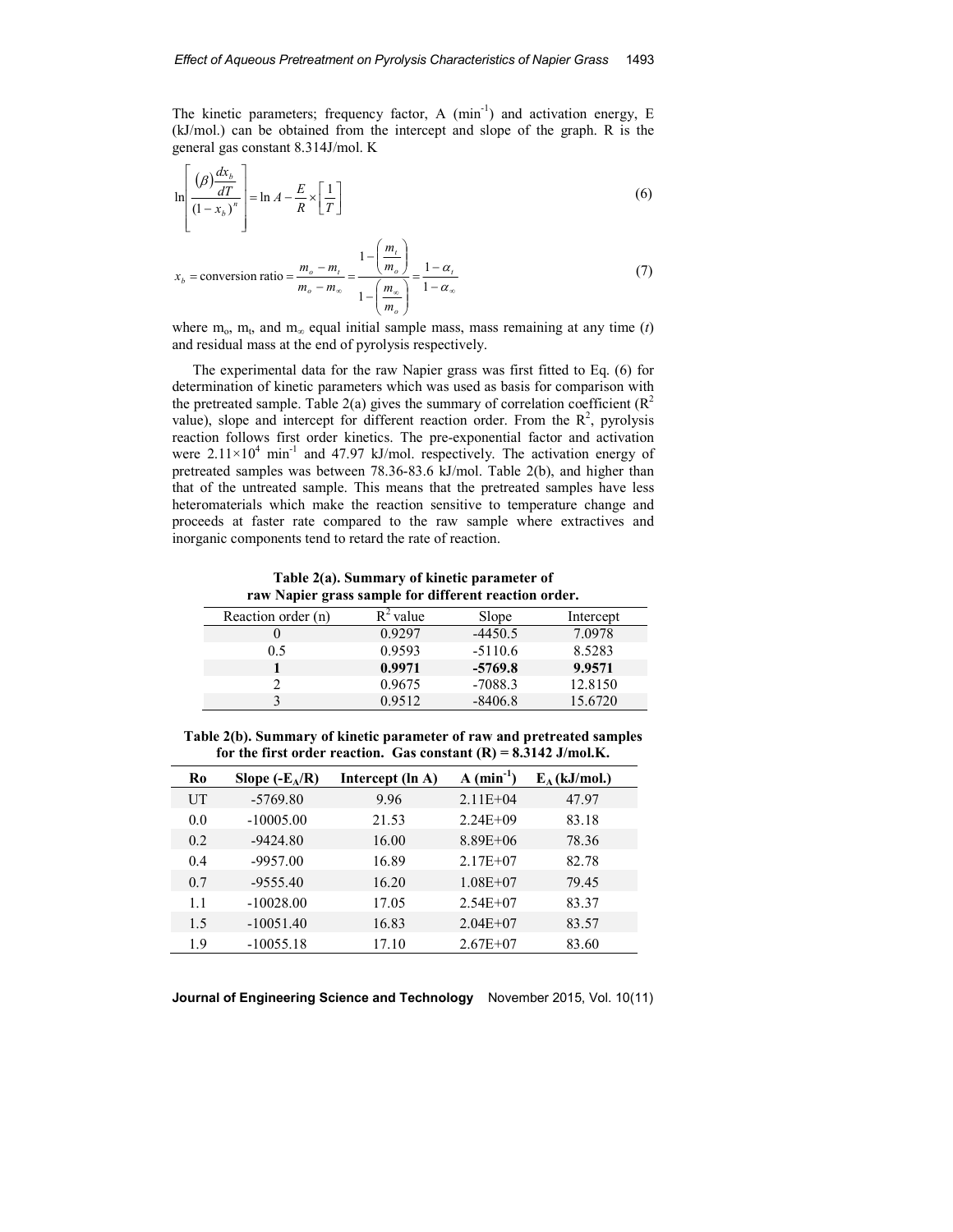The kinetic parameters; frequency factor, A ($min^{-1}$) and activation energy, E (kJ/mol.) can be obtained from the intercept and slope of the graph. R is the general gas constant 8.314J/mol. K

$$\ln\left[\frac{(\beta)\frac{dx_b}{dT}}{(1-x_b)^n}\right] = \ln A - \frac{E}{R}\times\left[\frac{1}{T}\right] \tag{6}$$

$$x_b = \text{conversion ratio} = \frac{m_o - m_t}{m_o - m_\infty} = \frac{1-\left(\frac{m_t}{m_o}\right)}{1-\left(\frac{m_\infty}{m_o}\right)} = \frac{1-\alpha_t}{1-\alpha_\infty} \tag{7}$$

where $m_o$, $m_t$, and $m_\infty$ equal initial sample mass, mass remaining at any time ($t$) and residual mass at the end of pyrolysis respectively.

The experimental data for the raw Napier grass was first fitted to Eq. (6) for determination of kinetic parameters which was used as basis for comparison with the pretreated sample. Table 2(a) gives the summary of correlation coefficient ($R^2$ value), slope and intercept for different reaction order. From the $R^2$, pyrolysis reaction follows first order kinetics. The pre-exponential factor and activation were $2.11\times10^4$ $min^{-1}$ and 47.97 kJ/mol. respectively. The activation energy of pretreated samples was between 78.36-83.6 kJ/mol. Table 2(b), and higher than that of the untreated sample. This means that the pretreated samples have less heteromaterials which make the reaction sensitive to temperature change and proceeds at faster rate compared to the raw sample where extractives and inorganic components tend to retard the rate of reaction.

**Table 2(a). Summary of kinetic parameter of raw Napier grass sample for different reaction order.**

| Reaction order (n) | $R^2$ value | Slope | Intercept |
|---|---|---|---|
| 0 | 0.9297 | -4450.5 | 7.0978 |
| 0.5 | 0.9593 | -5110.6 | 8.5283 |
| **1** | **0.9971** | **-5769.8** | **9.9571** |
| 2 | 0.9675 | -7088.3 | 12.8150 |
| 3 | 0.9512 | -8406.8 | 15.6720 |

**Table 2(b). Summary of kinetic parameter of raw and pretreated samples for the first order reaction. Gas constant (R) = 8.3142 J/mol.K.**

| Ro | Slope ($-E_A/R$) | Intercept (ln A) | A ($min^{-1}$) | $E_A$ (kJ/mol.) |
|---|---|---|---|---|
| UT | -5769.80 | 9.96 | 2.11E+04 | 47.97 |
| 0.0 | -10005.00 | 21.53 | 2.24E+09 | 83.18 |
| 0.2 | -9424.80 | 16.00 | 8.89E+06 | 78.36 |
| 0.4 | -9957.00 | 16.89 | 2.17E+07 | 82.78 |
| 0.7 | -9555.40 | 16.20 | 1.08E+07 | 79.45 |
| 1.1 | -10028.00 | 17.05 | 2.54E+07 | 83.37 |
| 1.5 | -10051.40 | 16.83 | 2.04E+07 | 83.57 |
| 1.9 | -10055.18 | 17.10 | 2.67E+07 | 83.60 |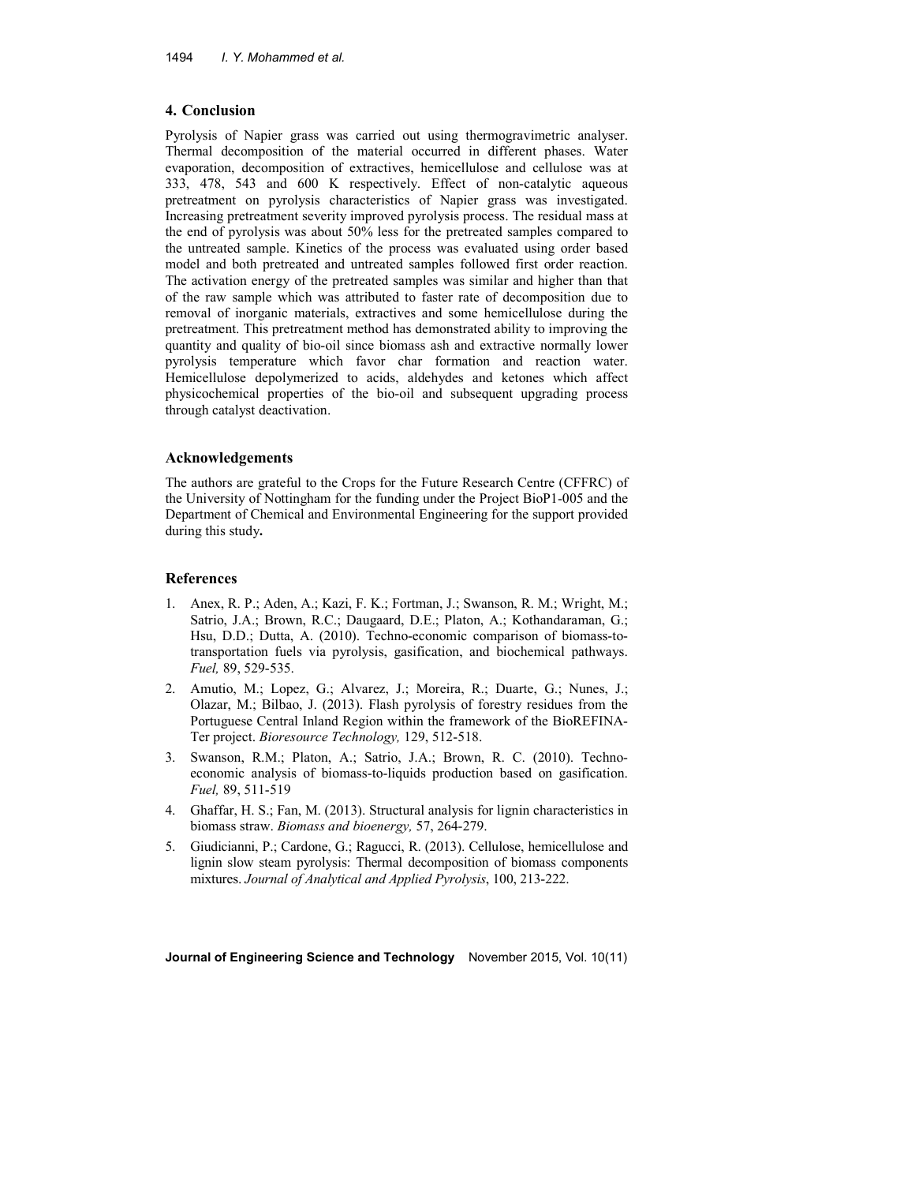## 4. Conclusion

Pyrolysis of Napier grass was carried out using thermogravimetric analyser. Thermal decomposition of the material occurred in different phases. Water evaporation, decomposition of extractives, hemicellulose and cellulose was at 333, 478, 543 and 600 K respectively. Effect of non-catalytic aqueous pretreatment on pyrolysis characteristics of Napier grass was investigated. Increasing pretreatment severity improved pyrolysis process. The residual mass at the end of pyrolysis was about 50% less for the pretreated samples compared to the untreated sample. Kinetics of the process was evaluated using order based model and both pretreated and untreated samples followed first order reaction. The activation energy of the pretreated samples was similar and higher than that of the raw sample which was attributed to faster rate of decomposition due to removal of inorganic materials, extractives and some hemicellulose during the pretreatment. This pretreatment method has demonstrated ability to improving the quantity and quality of bio-oil since biomass ash and extractive normally lower pyrolysis temperature which favor char formation and reaction water. Hemicellulose depolymerized to acids, aldehydes and ketones which affect physicochemical properties of the bio-oil and subsequent upgrading process through catalyst deactivation.

## Acknowledgements

The authors are grateful to the Crops for the Future Research Centre (CFFRC) of the University of Nottingham for the funding under the Project BioP1-005 and the Department of Chemical and Environmental Engineering for the support provided during this study**.**

## References

1. Anex, R. P.; Aden, A.; Kazi, F. K.; Fortman, J.; Swanson, R. M.; Wright, M.; Satrio, J.A.; Brown, R.C.; Daugaard, D.E.; Platon, A.; Kothandaraman, G.; Hsu, D.D.; Dutta, A. (2010). Techno-economic comparison of biomass-to-transportation fuels via pyrolysis, gasification, and biochemical pathways. *Fuel,* 89, 529-535.
2. Amutio, M.; Lopez, G.; Alvarez, J.; Moreira, R.; Duarte, G.; Nunes, J.; Olazar, M.; Bilbao, J. (2013). Flash pyrolysis of forestry residues from the Portuguese Central Inland Region within the framework of the BioREFINA-Ter project. *Bioresource Technology,* 129, 512-518.
3. Swanson, R.M.; Platon, A.; Satrio, J.A.; Brown, R. C. (2010). Techno-economic analysis of biomass-to-liquids production based on gasification. *Fuel,* 89, 511-519
4. Ghaffar, H. S.; Fan, M. (2013). Structural analysis for lignin characteristics in biomass straw. *Biomass and bioenergy,* 57, 264-279.
5. Giudicianni, P.; Cardone, G.; Ragucci, R. (2013). Cellulose, hemicellulose and lignin slow steam pyrolysis: Thermal decomposition of biomass components mixtures. *Journal of Analytical and Applied Pyrolysis*, 100, 213-222.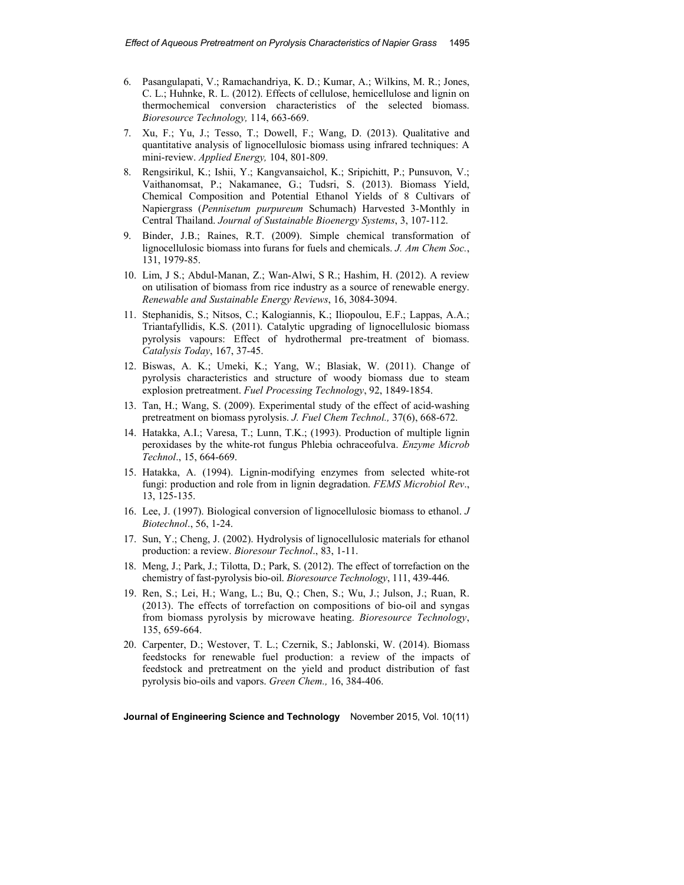6. Pasangulapati, V.; Ramachandriya, K. D.; Kumar, A.; Wilkins, M. R.; Jones, C. L.; Huhnke, R. L. (2012). Effects of cellulose, hemicellulose and lignin on thermochemical conversion characteristics of the selected biomass. *Bioresource Technology,* 114, 663-669.
7. Xu, F.; Yu, J.; Tesso, T.; Dowell, F.; Wang, D. (2013). Qualitative and quantitative analysis of lignocellulosic biomass using infrared techniques: A mini-review. *Applied Energy,* 104, 801-809.
8. Rengsirikul, K.; Ishii, Y.; Kangvansaichol, K.; Sripichitt, P.; Punsuvon, V.; Vaithanomsat, P.; Nakamanee, G.; Tudsri, S. (2013). Biomass Yield, Chemical Composition and Potential Ethanol Yields of 8 Cultivars of Napiergrass (*Pennisetum purpureum* Schumach) Harvested 3-Monthly in Central Thailand. *Journal of Sustainable Bioenergy Systems*, 3, 107-112.
9. Binder, J.B.; Raines, R.T. (2009). Simple chemical transformation of lignocellulosic biomass into furans for fuels and chemicals. *J. Am Chem Soc.*, 131, 1979-85.
10. Lim, J S.; Abdul-Manan, Z.; Wan-Alwi, S R.; Hashim, H. (2012). A review on utilisation of biomass from rice industry as a source of renewable energy. *Renewable and Sustainable Energy Reviews*, 16, 3084-3094.
11. Stephanidis, S.; Nitsos, C.; Kalogiannis, K.; Iliopoulou, E.F.; Lappas, A.A.; Triantafyllidis, K.S. (2011). Catalytic upgrading of lignocellulosic biomass pyrolysis vapours: Effect of hydrothermal pre-treatment of biomass. *Catalysis Today*, 167, 37-45.
12. Biswas, A. K.; Umeki, K.; Yang, W.; Blasiak, W. (2011). Change of pyrolysis characteristics and structure of woody biomass due to steam explosion pretreatment. *Fuel Processing Technology*, 92, 1849-1854.
13. Tan, H.; Wang, S. (2009). Experimental study of the effect of acid-washing pretreatment on biomass pyrolysis. *J. Fuel Chem Technol.,* 37(6), 668-672.
14. Hatakka, A.I.; Varesa, T.; Lunn, T.K.; (1993). Production of multiple lignin peroxidases by the white-rot fungus Phlebia ochraceofulva. *Enzyme Microb Technol*., 15, 664-669.
15. Hatakka, A. (1994). Lignin-modifying enzymes from selected white-rot fungi: production and role from in lignin degradation. *FEMS Microbiol Rev*., 13, 125-135.
16. Lee, J. (1997). Biological conversion of lignocellulosic biomass to ethanol. *J Biotechnol*., 56, 1-24.
17. Sun, Y.; Cheng, J. (2002). Hydrolysis of lignocellulosic materials for ethanol production: a review. *Bioresour Technol*., 83, 1-11.
18. Meng, J.; Park, J.; Tilotta, D.; Park, S. (2012). The effect of torrefaction on the chemistry of fast-pyrolysis bio-oil. *Bioresource Technology*, 111, 439-446.
19. Ren, S.; Lei, H.; Wang, L.; Bu, Q.; Chen, S.; Wu, J.; Julson, J.; Ruan, R. (2013). The effects of torrefaction on compositions of bio-oil and syngas from biomass pyrolysis by microwave heating. *Bioresource Technology*, 135, 659-664.
20. Carpenter, D.; Westover, T. L.; Czernik, S.; Jablonski, W. (2014). Biomass feedstocks for renewable fuel production: a review of the impacts of feedstock and pretreatment on the yield and product distribution of fast pyrolysis bio-oils and vapors. *Green Chem.,* 16, 384-406.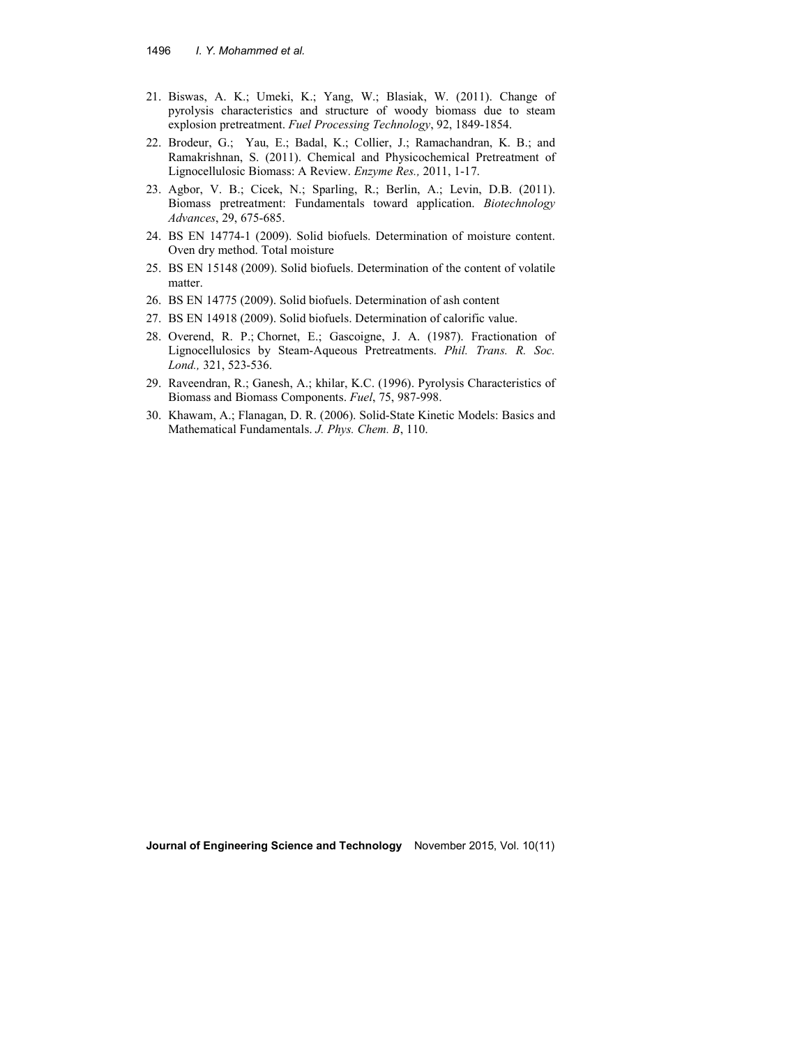21. Biswas, A. K.; Umeki, K.; Yang, W.; Blasiak, W. (2011). Change of pyrolysis characteristics and structure of woody biomass due to steam explosion pretreatment. *Fuel Processing Technology*, 92, 1849-1854.
22. Brodeur, G.; Yau, E.; Badal, K.; Collier, J.; Ramachandran, K. B.; and Ramakrishnan, S. (2011). Chemical and Physicochemical Pretreatment of Lignocellulosic Biomass: A Review. *Enzyme Res.,* 2011, 1-17.
23. Agbor, V. B.; Cicek, N.; Sparling, R.; Berlin, A.; Levin, D.B. (2011). Biomass pretreatment: Fundamentals toward application. *Biotechnology Advances*, 29, 675-685.
24. BS EN 14774-1 (2009). Solid biofuels. Determination of moisture content. Oven dry method. Total moisture
25. BS EN 15148 (2009). Solid biofuels. Determination of the content of volatile matter.
26. BS EN 14775 (2009). Solid biofuels. Determination of ash content
27. BS EN 14918 (2009). Solid biofuels. Determination of calorific value.
28. Overend, R. P.; Chornet, E.; Gascoigne, J. A. (1987). Fractionation of Lignocellulosics by Steam-Aqueous Pretreatments. *Phil. Trans. R. Soc. Lond.,* 321, 523-536.
29. Raveendran, R.; Ganesh, A.; khilar, K.C. (1996). Pyrolysis Characteristics of Biomass and Biomass Components. *Fuel*, 75, 987-998.
30. Khawam, A.; Flanagan, D. R. (2006). Solid-State Kinetic Models: Basics and Mathematical Fundamentals. *J. Phys. Chem. B*, 110.